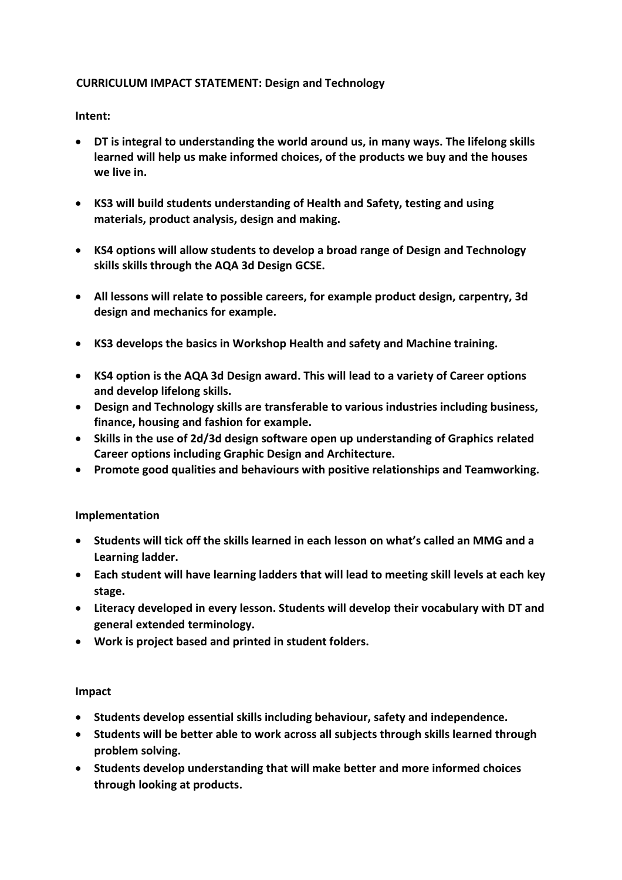# CURRICULUM IMPACT STATEMENT: Design and Technology

## Intent:

- **DT is integral to understanding the world around us, in many ways. The lifelong skills learned will help us make informed choices, of the products we buy and the houses we live in.**
- **KS3 will build students understanding of Health and Safety, testing and using materials, product analysis, design and making.**
- **KS4 options will allow students to develop a broad range of Design and Technology skills skills through the AQA 3d Design GCSE.**
- **All lessons will relate to possible careers, for example product design, carpentry, 3d design and mechanics for example.**
- **KS3 develops the basics in Workshop Health and safety and Machine training.**
- **KS4 option is the AQA 3d Design award. This will lead to a variety of Career options and develop lifelong skills.**
- **Design and Technology skills are transferable to various industries including business, finance, housing and fashion for example.**
- **Skills in the use of 2d/3d design software open up understanding of Graphics related Career options including Graphic Design and Architecture.**
- **Promote good qualities and behaviours with positive relationships and Teamworking.**

## Implementation

- **Students will tick off the skills learned in each lesson on what's called an MMG and a Learning ladder.**
- **Each student will have learning ladders that will lead to meeting skill levels at each key stage.**
- **Literacy developed in every lesson. Students will develop their vocabulary with DT and general extended terminology.**
- **Work is project based and printed in student folders.**

## Impact

- **Students develop essential skills including behaviour, safety and independence.**
- **Students will be better able to work across all subjects through skills learned through problem solving.**
- **Students develop understanding that will make better and more informed choices through looking at products.**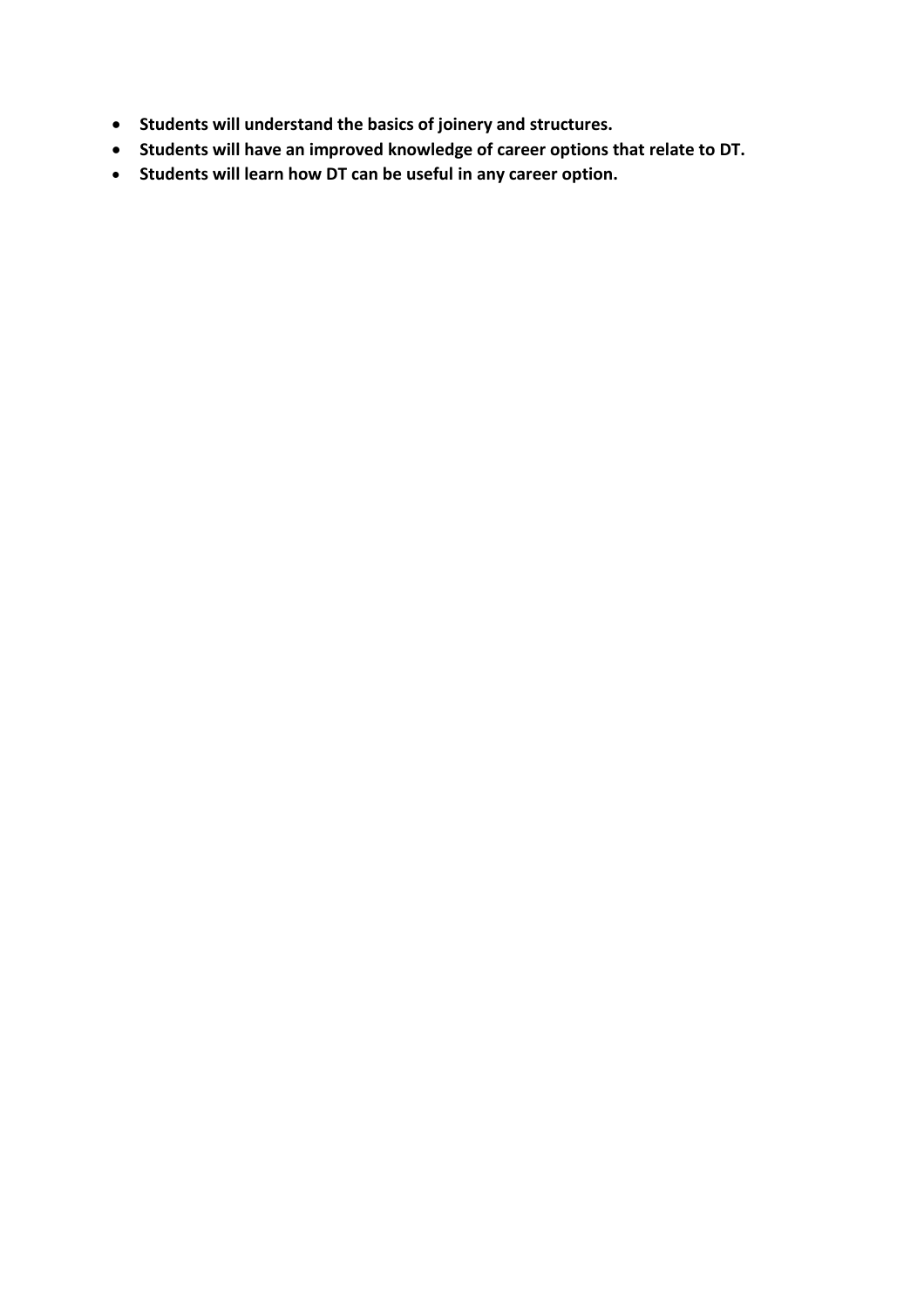- **Students will understand the basics of joinery and structures.**
- **Students will have an improved knowledge of career options that relate to DT.**
- **Students will learn how DT can be useful in any career option.**